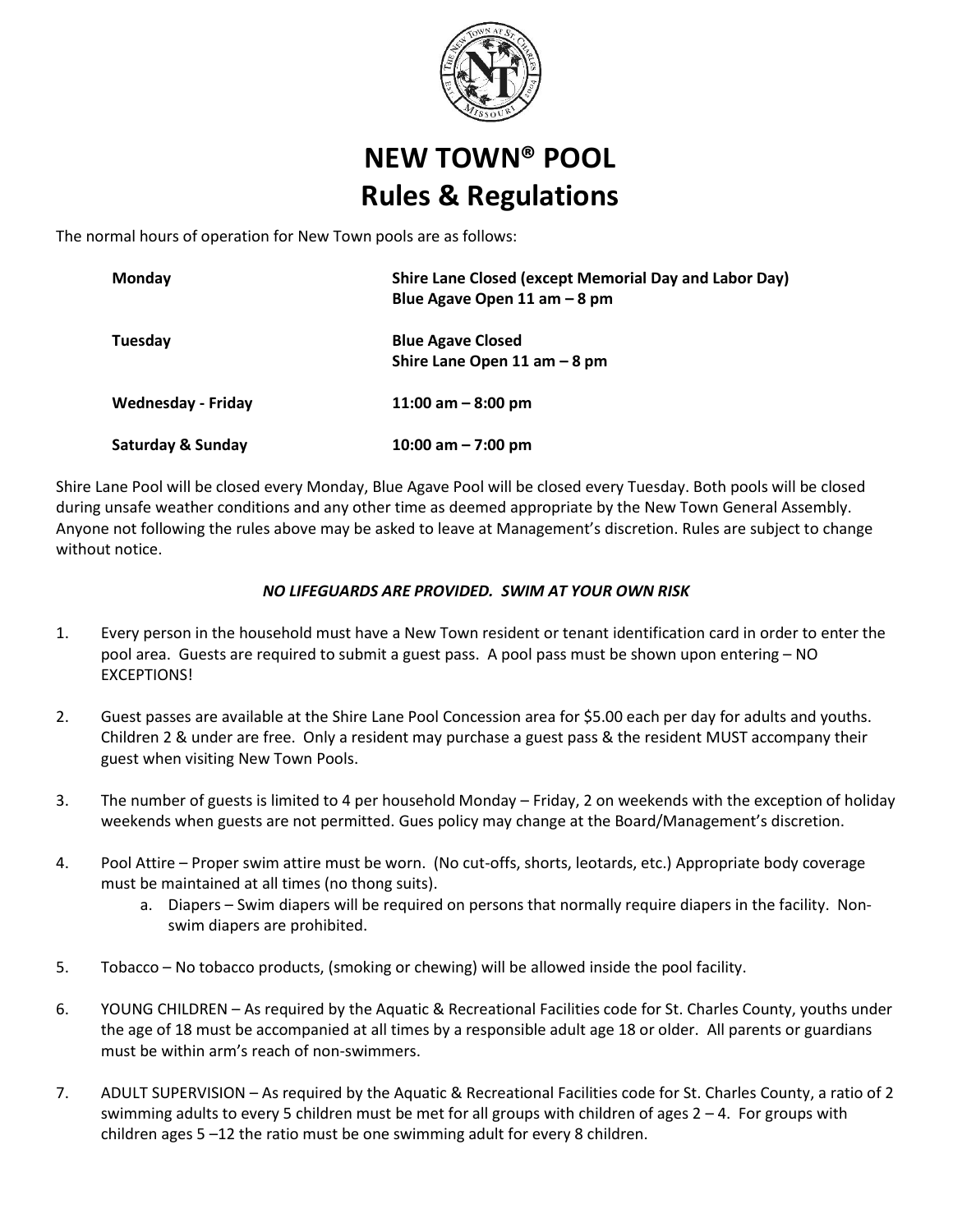# NEW TOWN® POOL
# Rules & Regulations

The normal hours of operation for New Town pools are as follows:

| | |
|---|---|
| **Monday** | **Shire Lane Closed (except Memorial Day and Labor Day)**<br>**Blue Agave Open 11 am – 8 pm** |
| **Tuesday** | **Blue Agave Closed**<br>**Shire Lane Open 11 am – 8 pm** |
| **Wednesday - Friday** | **11:00 am – 8:00 pm** |
| **Saturday & Sunday** | **10:00 am – 7:00 pm** |

Shire Lane Pool will be closed every Monday, Blue Agave Pool will be closed every Tuesday. Both pools will be closed during unsafe weather conditions and any other time as deemed appropriate by the New Town General Assembly. Anyone not following the rules above may be asked to leave at Management's discretion. Rules are subject to change without notice.

***NO LIFEGUARDS ARE PROVIDED. SWIM AT YOUR OWN RISK***

1. Every person in the household must have a New Town resident or tenant identification card in order to enter the pool area. Guests are required to submit a guest pass. A pool pass must be shown upon entering – NO EXCEPTIONS!

2. Guest passes are available at the Shire Lane Pool Concession area for $5.00 each per day for adults and youths. Children 2 & under are free. Only a resident may purchase a guest pass & the resident MUST accompany their guest when visiting New Town Pools.

3. The number of guests is limited to 4 per household Monday – Friday, 2 on weekends with the exception of holiday weekends when guests are not permitted. Gues policy may change at the Board/Management's discretion.

4. Pool Attire – Proper swim attire must be worn. (No cut-offs, shorts, leotards, etc.) Appropriate body coverage must be maintained at all times (no thong suits).
   a. Diapers – Swim diapers will be required on persons that normally require diapers in the facility. Non-swim diapers are prohibited.

5. Tobacco – No tobacco products, (smoking or chewing) will be allowed inside the pool facility.

6. YOUNG CHILDREN – As required by the Aquatic & Recreational Facilities code for St. Charles County, youths under the age of 18 must be accompanied at all times by a responsible adult age 18 or older. All parents or guardians must be within arm's reach of non-swimmers.

7. ADULT SUPERVISION – As required by the Aquatic & Recreational Facilities code for St. Charles County, a ratio of 2 swimming adults to every 5 children must be met for all groups with children of ages 2 – 4. For groups with children ages 5 –12 the ratio must be one swimming adult for every 8 children.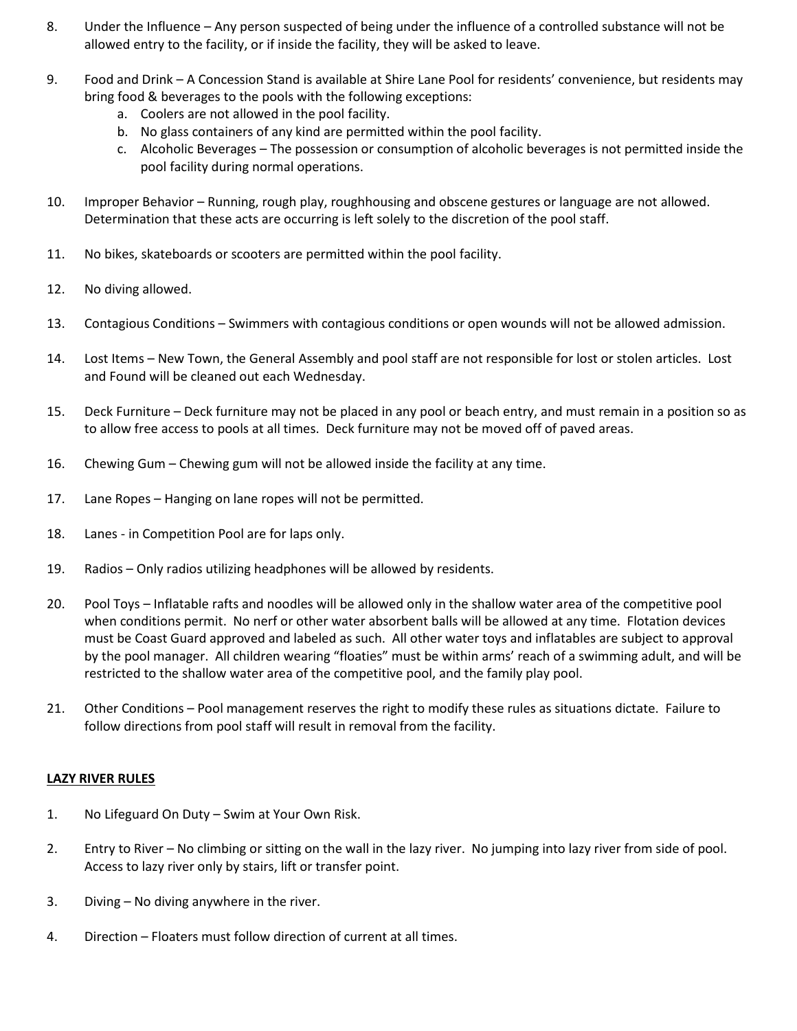8. Under the Influence – Any person suspected of being under the influence of a controlled substance will not be allowed entry to the facility, or if inside the facility, they will be asked to leave.

9. Food and Drink – A Concession Stand is available at Shire Lane Pool for residents' convenience, but residents may bring food & beverages to the pools with the following exceptions:
   a. Coolers are not allowed in the pool facility.
   b. No glass containers of any kind are permitted within the pool facility.
   c. Alcoholic Beverages – The possession or consumption of alcoholic beverages is not permitted inside the pool facility during normal operations.

10. Improper Behavior – Running, rough play, roughhousing and obscene gestures or language are not allowed. Determination that these acts are occurring is left solely to the discretion of the pool staff.

11. No bikes, skateboards or scooters are permitted within the pool facility.

12. No diving allowed.

13. Contagious Conditions – Swimmers with contagious conditions or open wounds will not be allowed admission.

14. Lost Items – New Town, the General Assembly and pool staff are not responsible for lost or stolen articles. Lost and Found will be cleaned out each Wednesday.

15. Deck Furniture – Deck furniture may not be placed in any pool or beach entry, and must remain in a position so as to allow free access to pools at all times. Deck furniture may not be moved off of paved areas.

16. Chewing Gum – Chewing gum will not be allowed inside the facility at any time.

17. Lane Ropes – Hanging on lane ropes will not be permitted.

18. Lanes - in Competition Pool are for laps only.

19. Radios – Only radios utilizing headphones will be allowed by residents.

20. Pool Toys – Inflatable rafts and noodles will be allowed only in the shallow water area of the competitive pool when conditions permit. No nerf or other water absorbent balls will be allowed at any time. Flotation devices must be Coast Guard approved and labeled as such. All other water toys and inflatables are subject to approval by the pool manager. All children wearing "floaties" must be within arms' reach of a swimming adult, and will be restricted to the shallow water area of the competitive pool, and the family play pool.

21. Other Conditions – Pool management reserves the right to modify these rules as situations dictate. Failure to follow directions from pool staff will result in removal from the facility.

## LAZY RIVER RULES

1. No Lifeguard On Duty – Swim at Your Own Risk.

2. Entry to River – No climbing or sitting on the wall in the lazy river. No jumping into lazy river from side of pool. Access to lazy river only by stairs, lift or transfer point.

3. Diving – No diving anywhere in the river.

4. Direction – Floaters must follow direction of current at all times.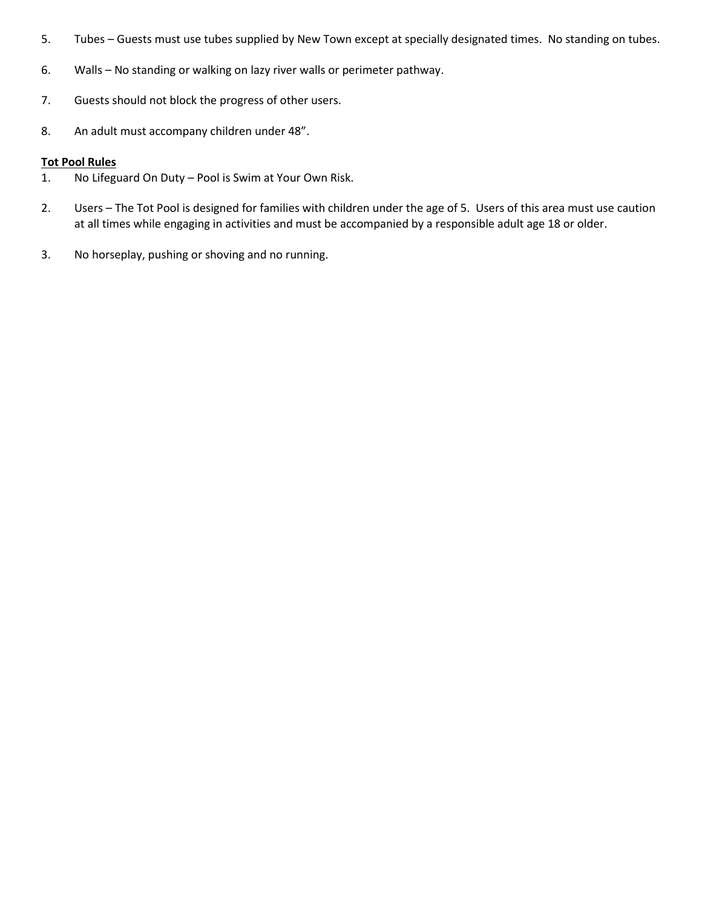5. Tubes – Guests must use tubes supplied by New Town except at specially designated times. No standing on tubes.

6. Walls – No standing or walking on lazy river walls or perimeter pathway.

7. Guests should not block the progress of other users.

8. An adult must accompany children under 48”.

**Tot Pool Rules**

1. No Lifeguard On Duty – Pool is Swim at Your Own Risk.

2. Users – The Tot Pool is designed for families with children under the age of 5. Users of this area must use caution at all times while engaging in activities and must be accompanied by a responsible adult age 18 or older.

3. No horseplay, pushing or shoving and no running.